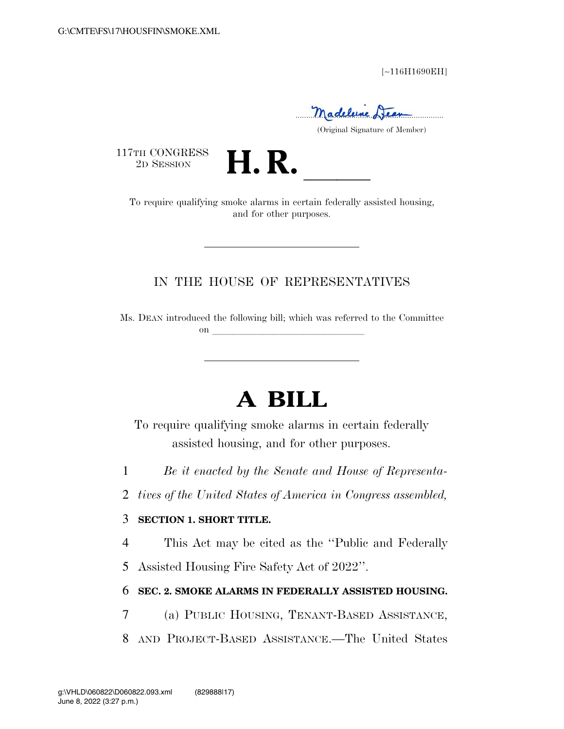[~116H1690EH]

Madeleine Dean
(Original Signature of Member)

117TH CONGRESS
2D SESSION

# H. R. \_\_\_\_\_

To require qualifying smoke alarms in certain federally assisted housing, and for other purposes.

---

IN THE HOUSE OF REPRESENTATIVES

Ms. DEAN introduced the following bill; which was referred to the Committee on \_\_\_\_\_\_\_\_\_\_\_\_\_\_\_\_\_\_\_\_\_\_\_\_\_\_\_\_\_\_

---

# A BILL

To require qualifying smoke alarms in certain federally assisted housing, and for other purposes.

1 *Be it enacted by the Senate and House of Representa-*
2 *tives of the United States of America in Congress assembled,*

3 **SECTION 1. SHORT TITLE.**

4 This Act may be cited as the "Public and Federally
5 Assisted Housing Fire Safety Act of 2022".

6 **SEC. 2. SMOKE ALARMS IN FEDERALLY ASSISTED HOUSING.**

7 (a) PUBLIC HOUSING, TENANT-BASED ASSISTANCE,
8 AND PROJECT-BASED ASSISTANCE.—The United States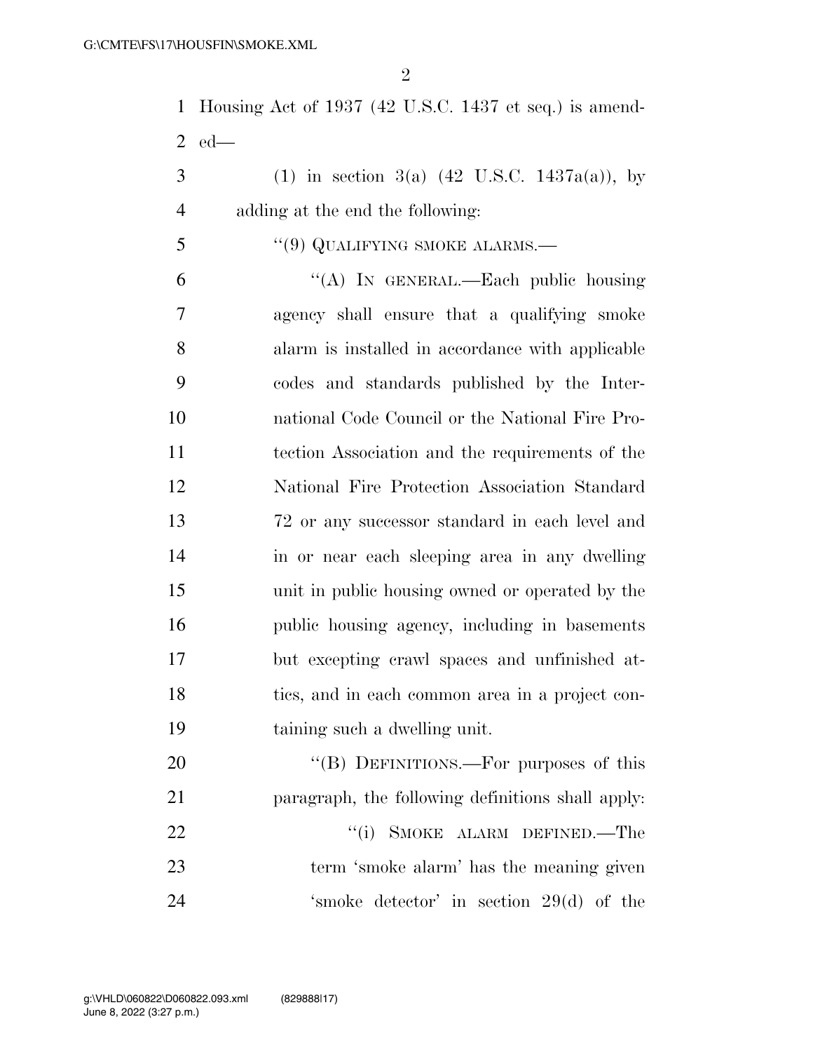Housing Act of 1937 (42 U.S.C. 1437 et seq.) is amended—

(1) in section 3(a) (42 U.S.C. 1437a(a)), by adding at the end the following:

"(9) QUALIFYING SMOKE ALARMS.—

"(A) IN GENERAL.—Each public housing agency shall ensure that a qualifying smoke alarm is installed in accordance with applicable codes and standards published by the International Code Council or the National Fire Protection Association and the requirements of the National Fire Protection Association Standard 72 or any successor standard in each level and in or near each sleeping area in any dwelling unit in public housing owned or operated by the public housing agency, including in basements but excepting crawl spaces and unfinished attics, and in each common area in a project containing such a dwelling unit.

"(B) DEFINITIONS.—For purposes of this paragraph, the following definitions shall apply:

"(i) SMOKE ALARM DEFINED.—The term 'smoke alarm' has the meaning given 'smoke detector' in section 29(d) of the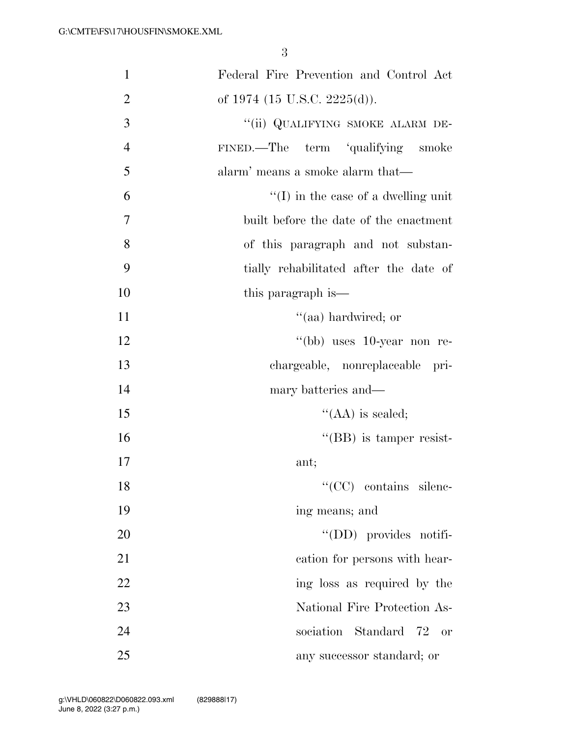Federal Fire Prevention and Control Act of 1974 (15 U.S.C. 2225(d)).

"(ii) QUALIFYING SMOKE ALARM DEFINED.—The term 'qualifying smoke alarm' means a smoke alarm that—

"(I) in the case of a dwelling unit built before the date of the enactment of this paragraph and not substantially rehabilitated after the date of this paragraph is—

"(aa) hardwired; or

"(bb) uses 10-year non rechargeable, nonreplaceable primary batteries and—

"(AA) is sealed;

"(BB) is tamper resistant;

"(CC) contains silencing means; and

"(DD) provides notification for persons with hearing loss as required by the National Fire Protection Association Standard 72 or any successor standard; or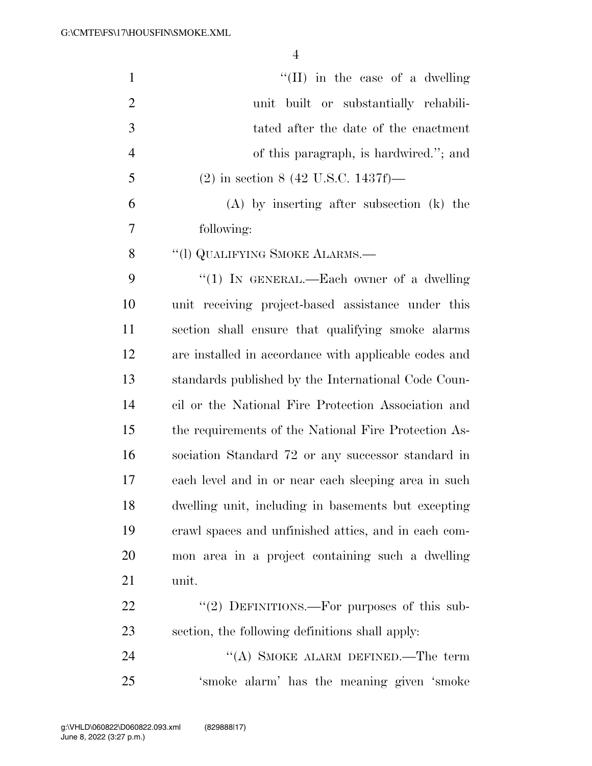"(II) in the case of a dwelling unit built or substantially rehabilitated after the date of the enactment of this paragraph, is hardwired."; and

(2) in section 8 (42 U.S.C. 1437f)—

(A) by inserting after subsection (k) the following:

"(l) QUALIFYING SMOKE ALARMS.—

"(1) IN GENERAL.—Each owner of a dwelling unit receiving project-based assistance under this section shall ensure that qualifying smoke alarms are installed in accordance with applicable codes and standards published by the International Code Council or the National Fire Protection Association and the requirements of the National Fire Protection Association Standard 72 or any successor standard in each level and in or near each sleeping area in such dwelling unit, including in basements but excepting crawl spaces and unfinished attics, and in each common area in a project containing such a dwelling unit.

"(2) DEFINITIONS.—For purposes of this subsection, the following definitions shall apply:

"(A) SMOKE ALARM DEFINED.—The term 'smoke alarm' has the meaning given 'smoke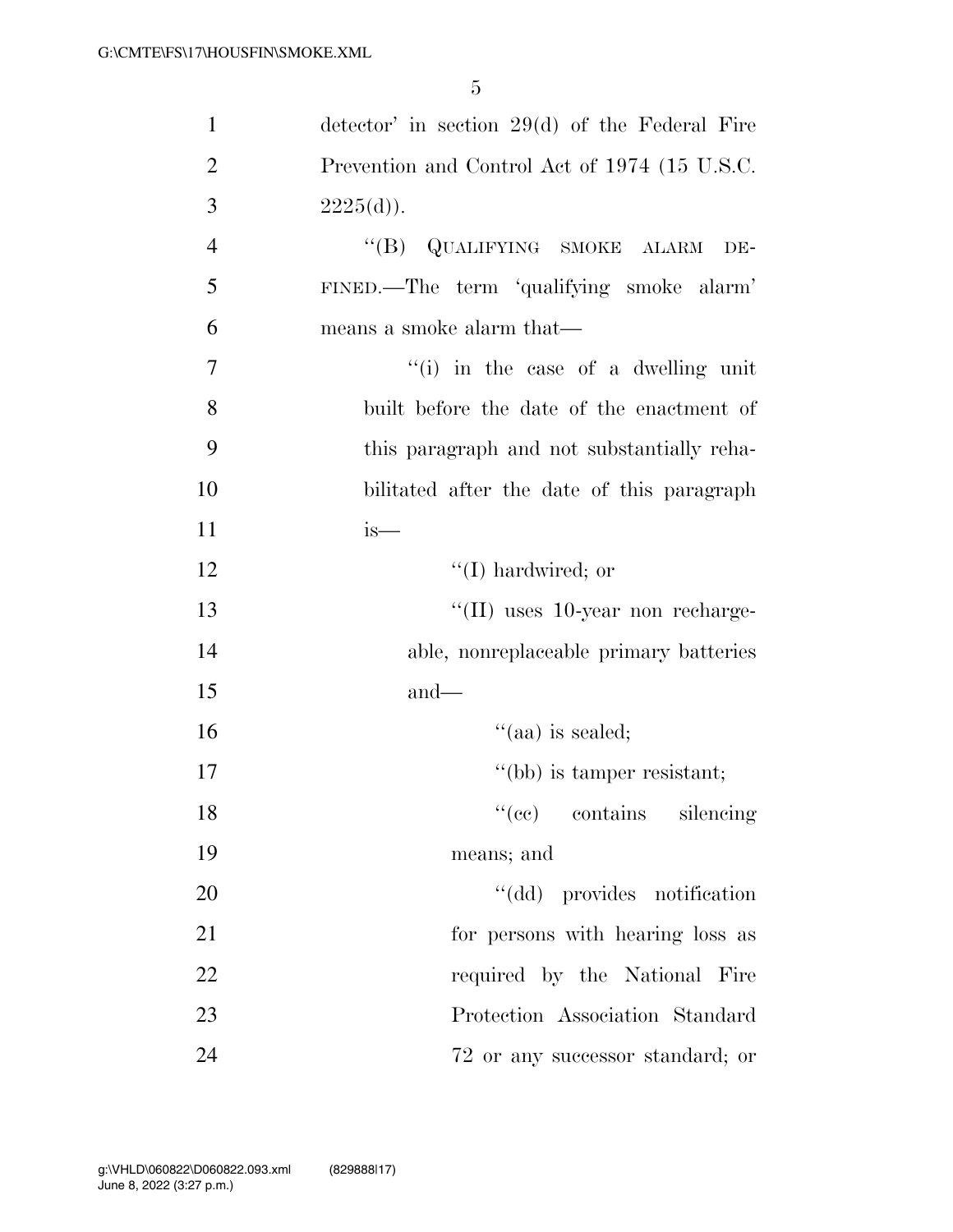detector' in section 29(d) of the Federal Fire Prevention and Control Act of 1974 (15 U.S.C. 2225(d)).

"(B) QUALIFYING SMOKE ALARM DEFINED.—The term 'qualifying smoke alarm' means a smoke alarm that—

"(i) in the case of a dwelling unit built before the date of the enactment of this paragraph and not substantially rehabilitated after the date of this paragraph is—

"(I) hardwired; or

"(II) uses 10-year non rechargeable, nonreplaceable primary batteries and—

"(aa) is sealed;

"(bb) is tamper resistant;

"(cc) contains silencing means; and

"(dd) provides notification for persons with hearing loss as required by the National Fire Protection Association Standard 72 or any successor standard; or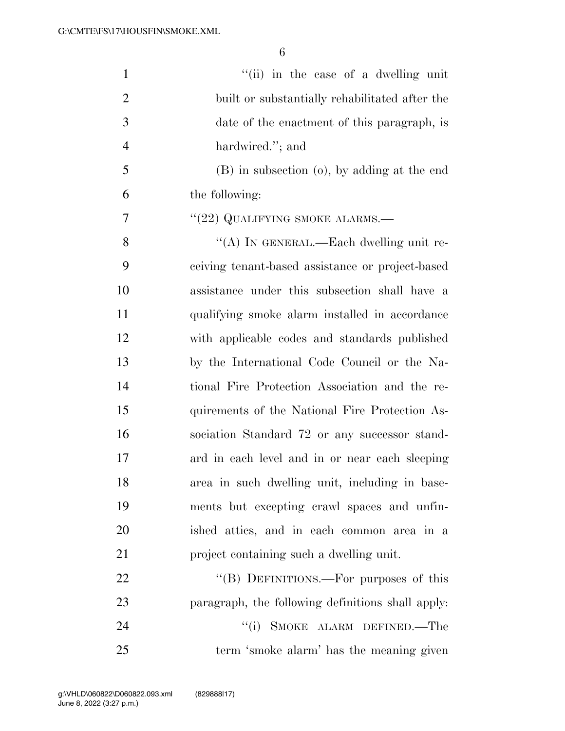"(ii) in the case of a dwelling unit built or substantially rehabilitated after the date of the enactment of this paragraph, is hardwired."; and

(B) in subsection (o), by adding at the end the following:

"(22) QUALIFYING SMOKE ALARMS.—

"(A) IN GENERAL.—Each dwelling unit receiving tenant-based assistance or project-based assistance under this subsection shall have a qualifying smoke alarm installed in accordance with applicable codes and standards published by the International Code Council or the National Fire Protection Association and the requirements of the National Fire Protection Association Standard 72 or any successor standard in each level and in or near each sleeping area in such dwelling unit, including in basements but excepting crawl spaces and unfinished attics, and in each common area in a project containing such a dwelling unit.

"(B) DEFINITIONS.—For purposes of this paragraph, the following definitions shall apply:

"(i) SMOKE ALARM DEFINED.—The term 'smoke alarm' has the meaning given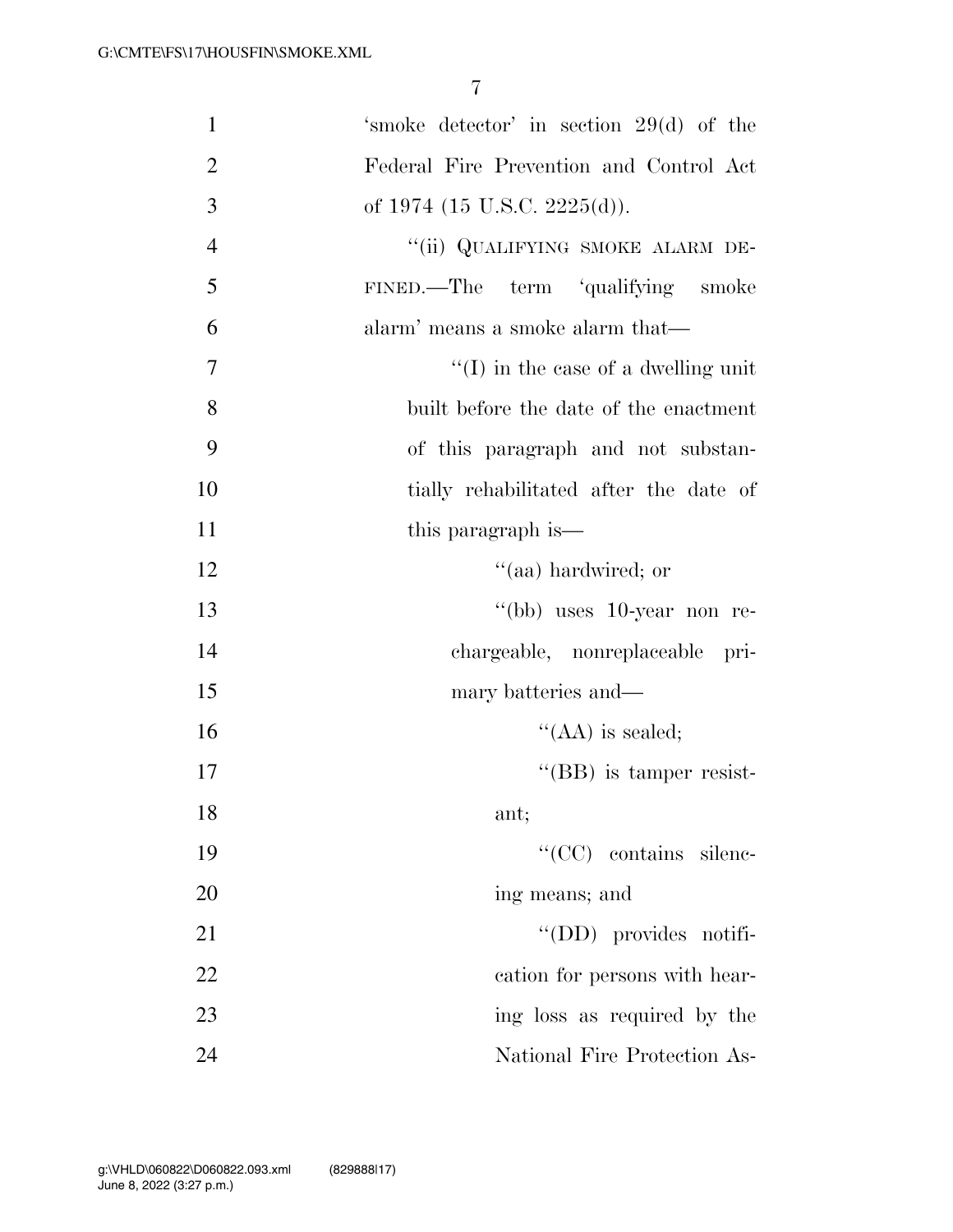'smoke detector' in section 29(d) of the Federal Fire Prevention and Control Act of 1974 (15 U.S.C. 2225(d)).

"(ii) QUALIFYING SMOKE ALARM DEFINED.—The term 'qualifying smoke alarm' means a smoke alarm that—

"(I) in the case of a dwelling unit built before the date of the enactment of this paragraph and not substantially rehabilitated after the date of this paragraph is—

"(aa) hardwired; or

"(bb) uses 10-year non rechargeable, nonreplaceable primary batteries and—

"(AA) is sealed;

"(BB) is tamper resistant;

"(CC) contains silencing means; and

"(DD) provides notification for persons with hearing loss as required by the National Fire Protection As-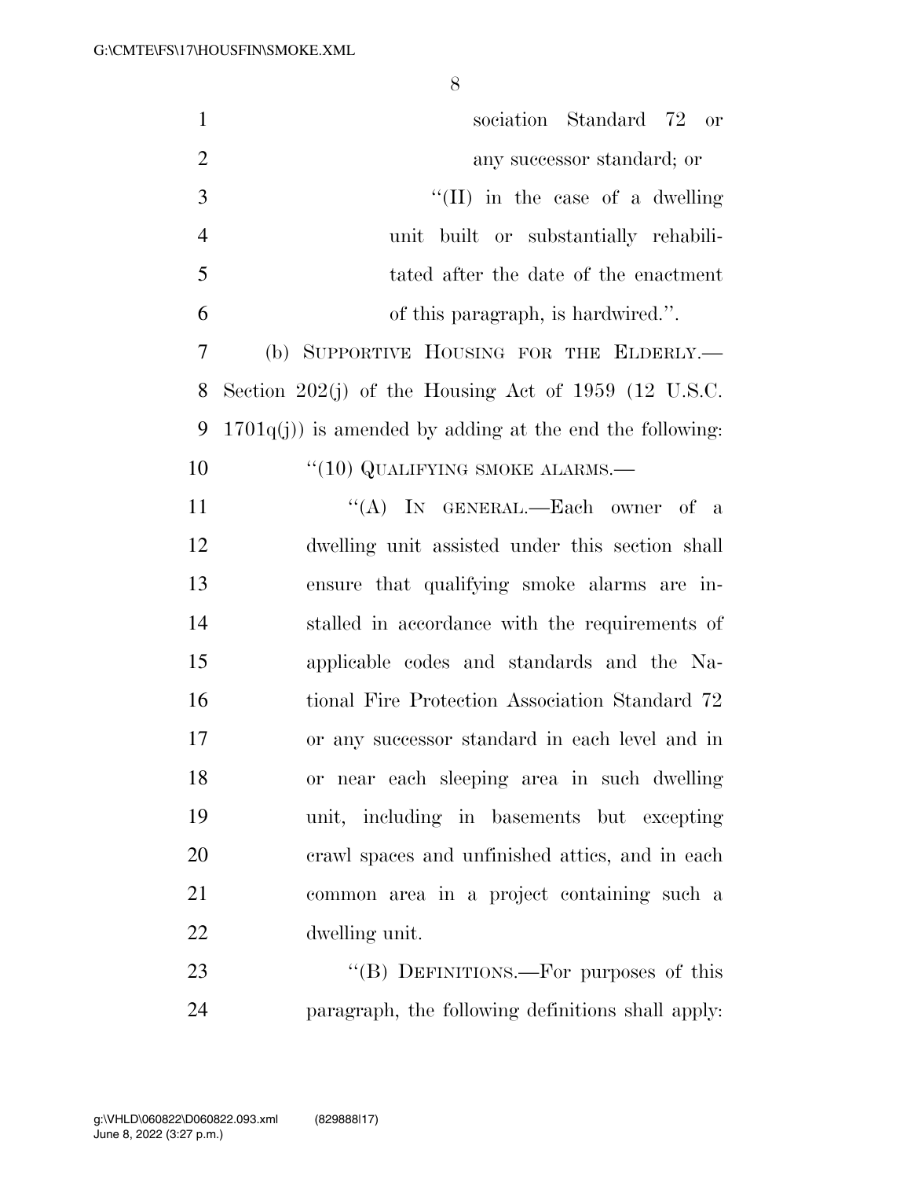sociation Standard 72 or any successor standard; or

''(II) in the case of a dwelling unit built or substantially rehabilitated after the date of the enactment of this paragraph, is hardwired.''.

(b) SUPPORTIVE HOUSING FOR THE ELDERLY.—Section 202(j) of the Housing Act of 1959 (12 U.S.C. 1701q(j)) is amended by adding at the end the following:

''(10) QUALIFYING SMOKE ALARMS.—

''(A) IN GENERAL.—Each owner of a dwelling unit assisted under this section shall ensure that qualifying smoke alarms are installed in accordance with the requirements of applicable codes and standards and the National Fire Protection Association Standard 72 or any successor standard in each level and in or near each sleeping area in such dwelling unit, including in basements but excepting crawl spaces and unfinished attics, and in each common area in a project containing such a dwelling unit.

''(B) DEFINITIONS.—For purposes of this paragraph, the following definitions shall apply: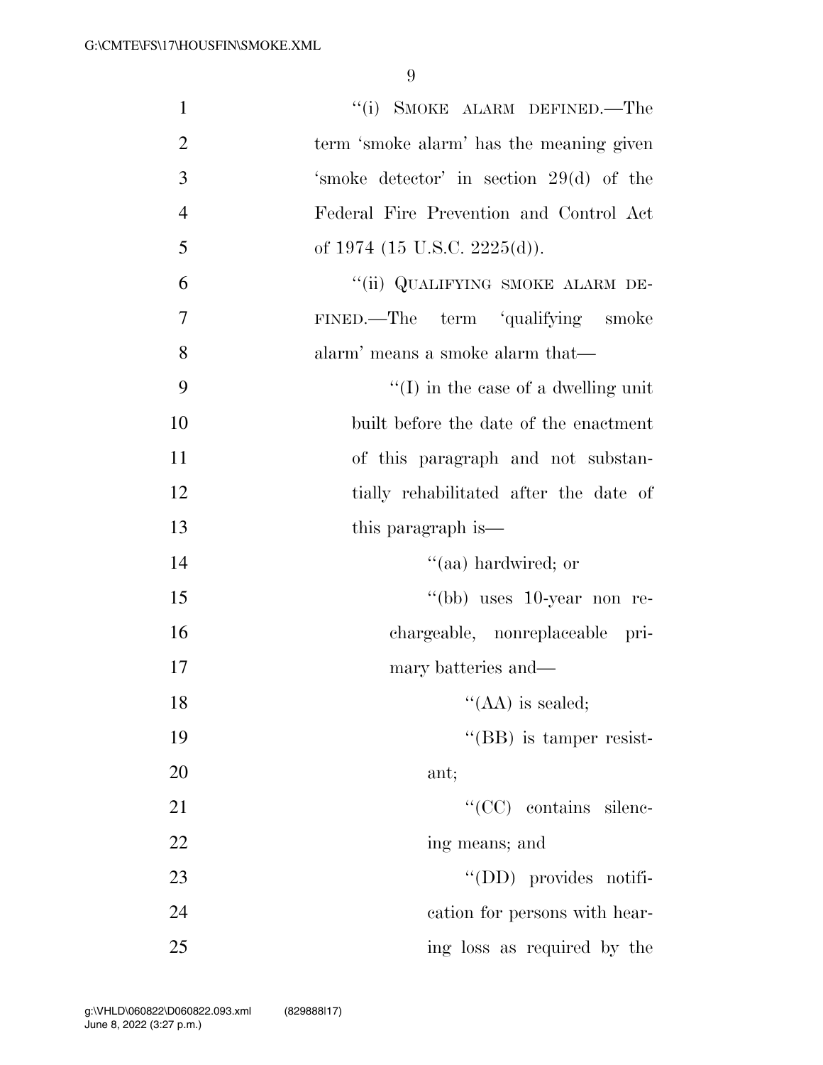"(i) SMOKE ALARM DEFINED.—The term 'smoke alarm' has the meaning given 'smoke detector' in section 29(d) of the Federal Fire Prevention and Control Act of 1974 (15 U.S.C. 2225(d)).

"(ii) QUALIFYING SMOKE ALARM DEFINED.—The term 'qualifying smoke alarm' means a smoke alarm that—

"(I) in the case of a dwelling unit built before the date of the enactment of this paragraph and not substantially rehabilitated after the date of this paragraph is—

"(aa) hardwired; or

"(bb) uses 10-year non rechargeable, nonreplaceable primary batteries and—

"(AA) is sealed;

"(BB) is tamper resistant;

"(CC) contains silencing means; and

"(DD) provides notification for persons with hearing loss as required by the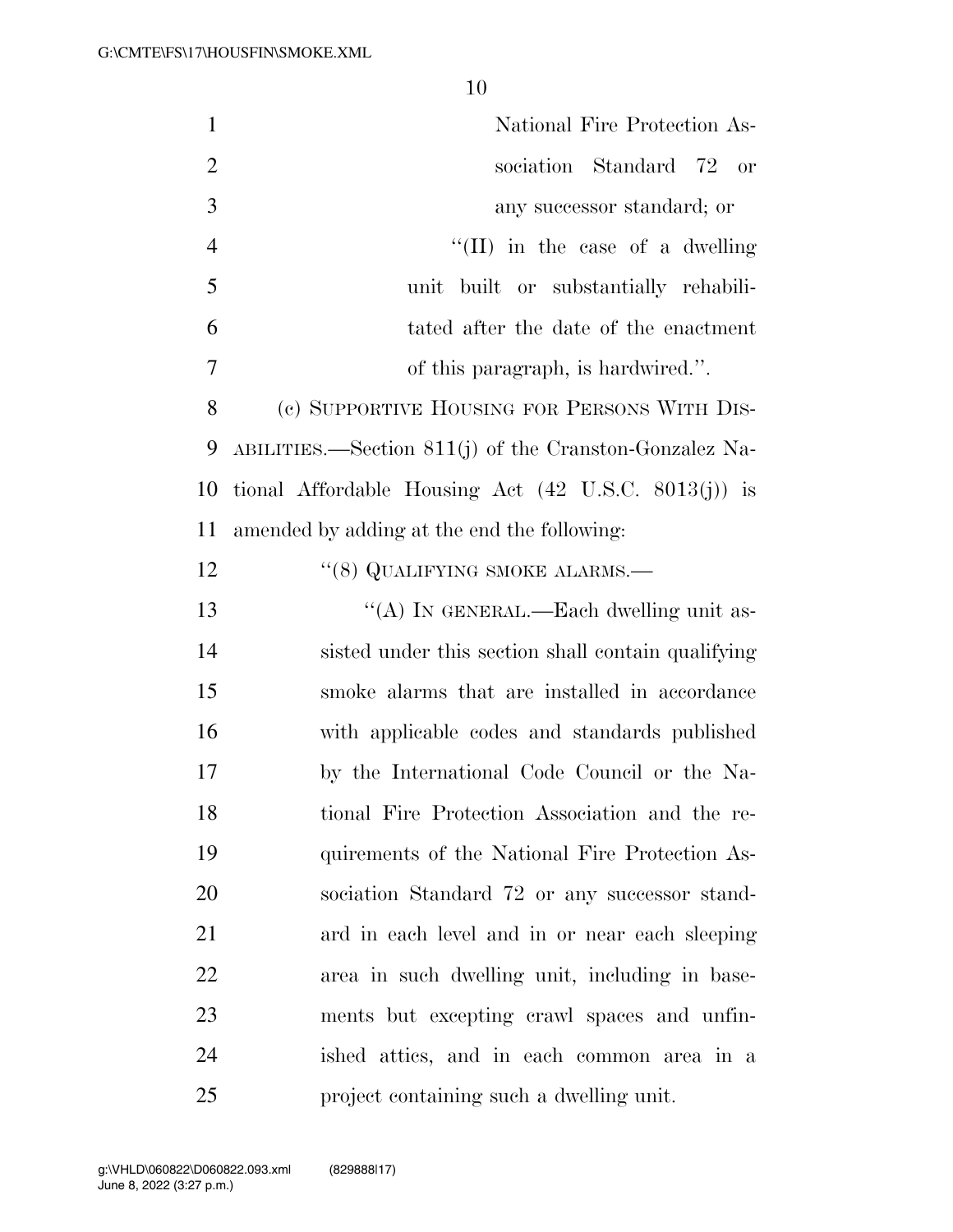National Fire Protection Association Standard 72 or any successor standard; or

''(II) in the case of a dwelling unit built or substantially rehabilitated after the date of the enactment of this paragraph, is hardwired.''.

(c) SUPPORTIVE HOUSING FOR PERSONS WITH DISABILITIES.—Section 811(j) of the Cranston-Gonzalez National Affordable Housing Act (42 U.S.C. 8013(j)) is amended by adding at the end the following:

''(8) QUALIFYING SMOKE ALARMS.—

''(A) IN GENERAL.—Each dwelling unit assisted under this section shall contain qualifying smoke alarms that are installed in accordance with applicable codes and standards published by the International Code Council or the National Fire Protection Association and the requirements of the National Fire Protection Association Standard 72 or any successor standard in each level and in or near each sleeping area in such dwelling unit, including in basements but excepting crawl spaces and unfinished attics, and in each common area in a project containing such a dwelling unit.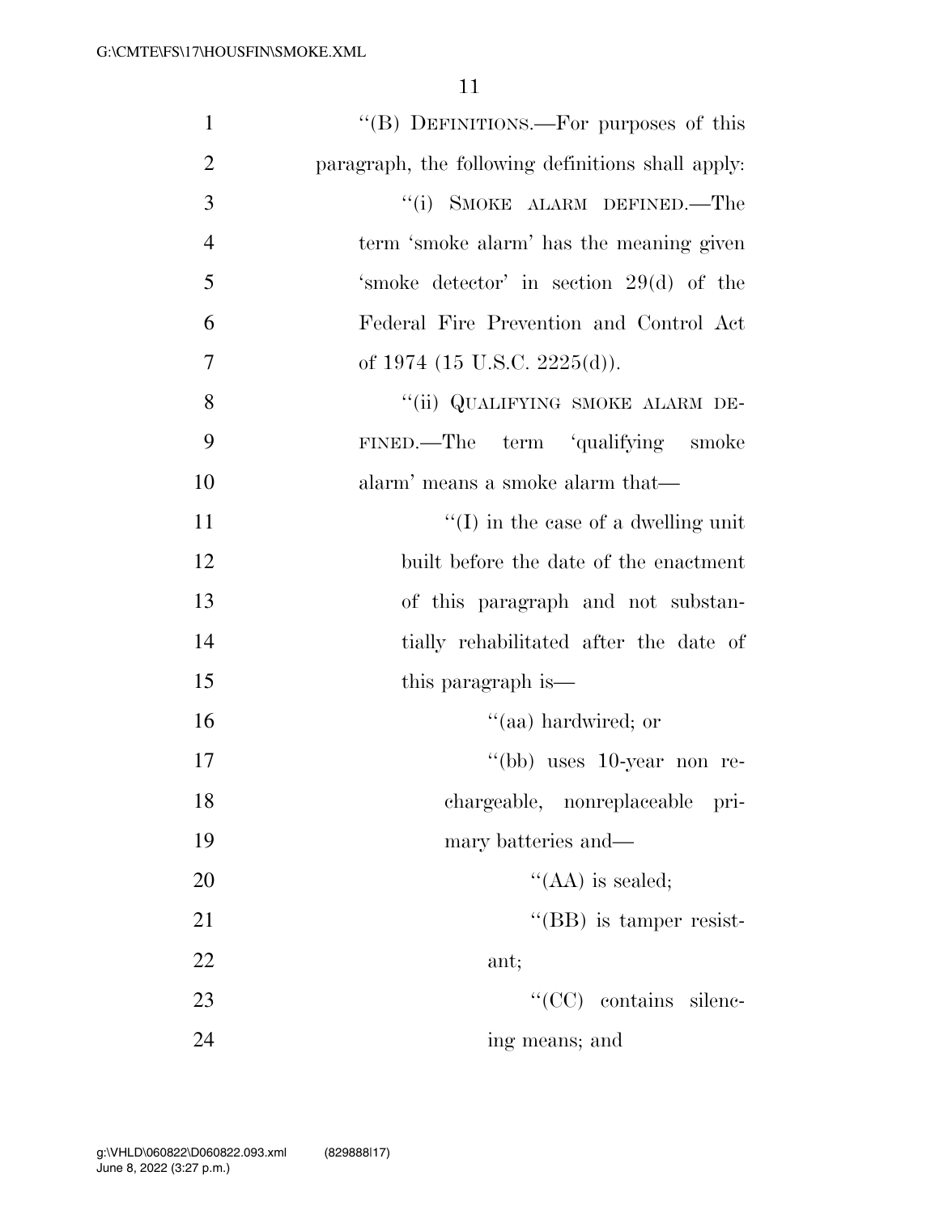''(B) DEFINITIONS.—For purposes of this paragraph, the following definitions shall apply:

''(i) SMOKE ALARM DEFINED.—The term 'smoke alarm' has the meaning given 'smoke detector' in section 29(d) of the Federal Fire Prevention and Control Act of 1974 (15 U.S.C. 2225(d)).

''(ii) QUALIFYING SMOKE ALARM DEFINED.—The term 'qualifying smoke alarm' means a smoke alarm that—

''(I) in the case of a dwelling unit built before the date of the enactment of this paragraph and not substantially rehabilitated after the date of this paragraph is—

''(aa) hardwired; or

''(bb) uses 10-year non rechargeable, nonreplaceable primary batteries and—

''(AA) is sealed;

''(BB) is tamper resistant;

''(CC) contains silencing means; and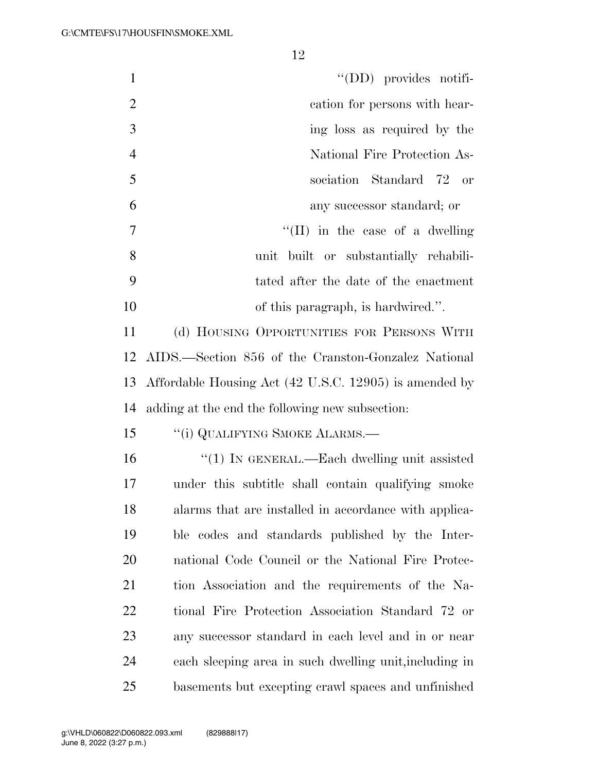"(DD) provides notification for persons with hearing loss as required by the National Fire Protection Association Standard 72 or any successor standard; or

"(II) in the case of a dwelling unit built or substantially rehabilitated after the date of the enactment of this paragraph, is hardwired.".

(d) HOUSING OPPORTUNITIES FOR PERSONS WITH AIDS.—Section 856 of the Cranston-Gonzalez National Affordable Housing Act (42 U.S.C. 12905) is amended by adding at the end the following new subsection:

"(i) QUALIFYING SMOKE ALARMS.—

"(1) IN GENERAL.—Each dwelling unit assisted under this subtitle shall contain qualifying smoke alarms that are installed in accordance with applicable codes and standards published by the International Code Council or the National Fire Protection Association and the requirements of the National Fire Protection Association Standard 72 or any successor standard in each level and in or near each sleeping area in such dwelling unit,including in basements but excepting crawl spaces and unfinished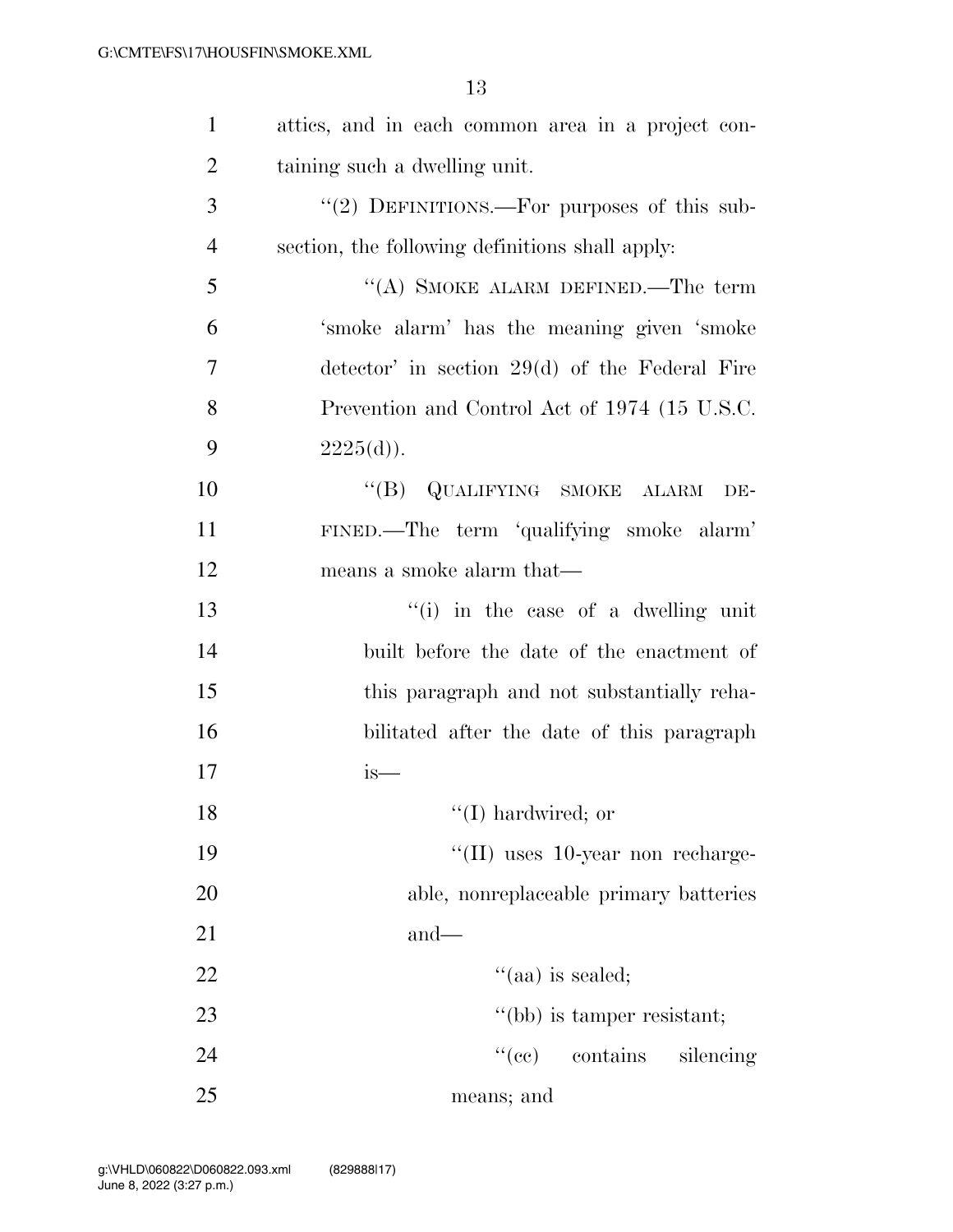attics, and in each common area in a project containing such a dwelling unit.

''(2) DEFINITIONS.—For purposes of this subsection, the following definitions shall apply:

''(A) SMOKE ALARM DEFINED.—The term 'smoke alarm' has the meaning given 'smoke detector' in section 29(d) of the Federal Fire Prevention and Control Act of 1974 (15 U.S.C. 2225(d)).

''(B) QUALIFYING SMOKE ALARM DEFINED.—The term 'qualifying smoke alarm' means a smoke alarm that—

''(i) in the case of a dwelling unit built before the date of the enactment of this paragraph and not substantially rehabilitated after the date of this paragraph is—

''(I) hardwired; or

''(II) uses 10-year non rechargeable, nonreplaceable primary batteries and—

''(aa) is sealed;

''(bb) is tamper resistant;

''(cc) contains silencing means; and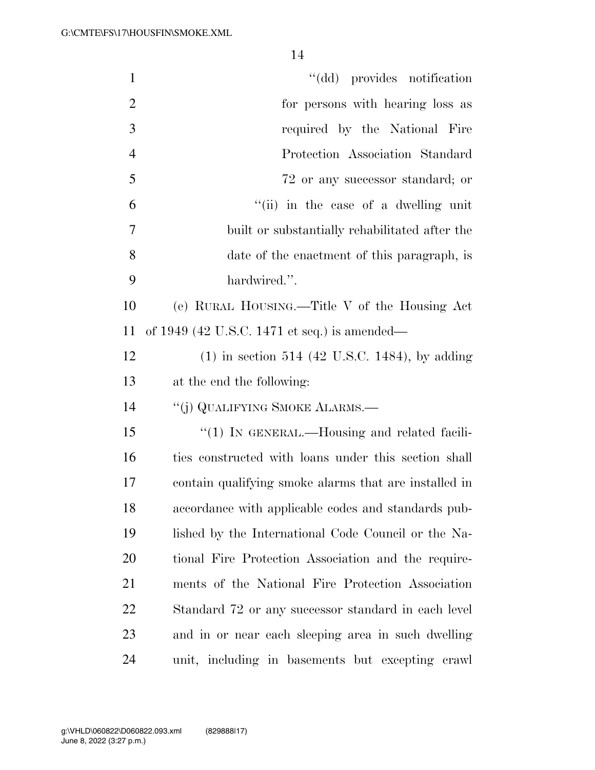''(dd) provides notification for persons with hearing loss as required by the National Fire Protection Association Standard 72 or any successor standard; or

''(ii) in the case of a dwelling unit built or substantially rehabilitated after the date of the enactment of this paragraph, is hardwired.''.

(e) RURAL HOUSING.—Title V of the Housing Act of 1949 (42 U.S.C. 1471 et seq.) is amended—

(1) in section 514 (42 U.S.C. 1484), by adding at the end the following:

''(j) QUALIFYING SMOKE ALARMS.—

''(1) IN GENERAL.—Housing and related facilities constructed with loans under this section shall contain qualifying smoke alarms that are installed in accordance with applicable codes and standards published by the International Code Council or the National Fire Protection Association and the requirements of the National Fire Protection Association Standard 72 or any successor standard in each level and in or near each sleeping area in such dwelling unit, including in basements but excepting crawl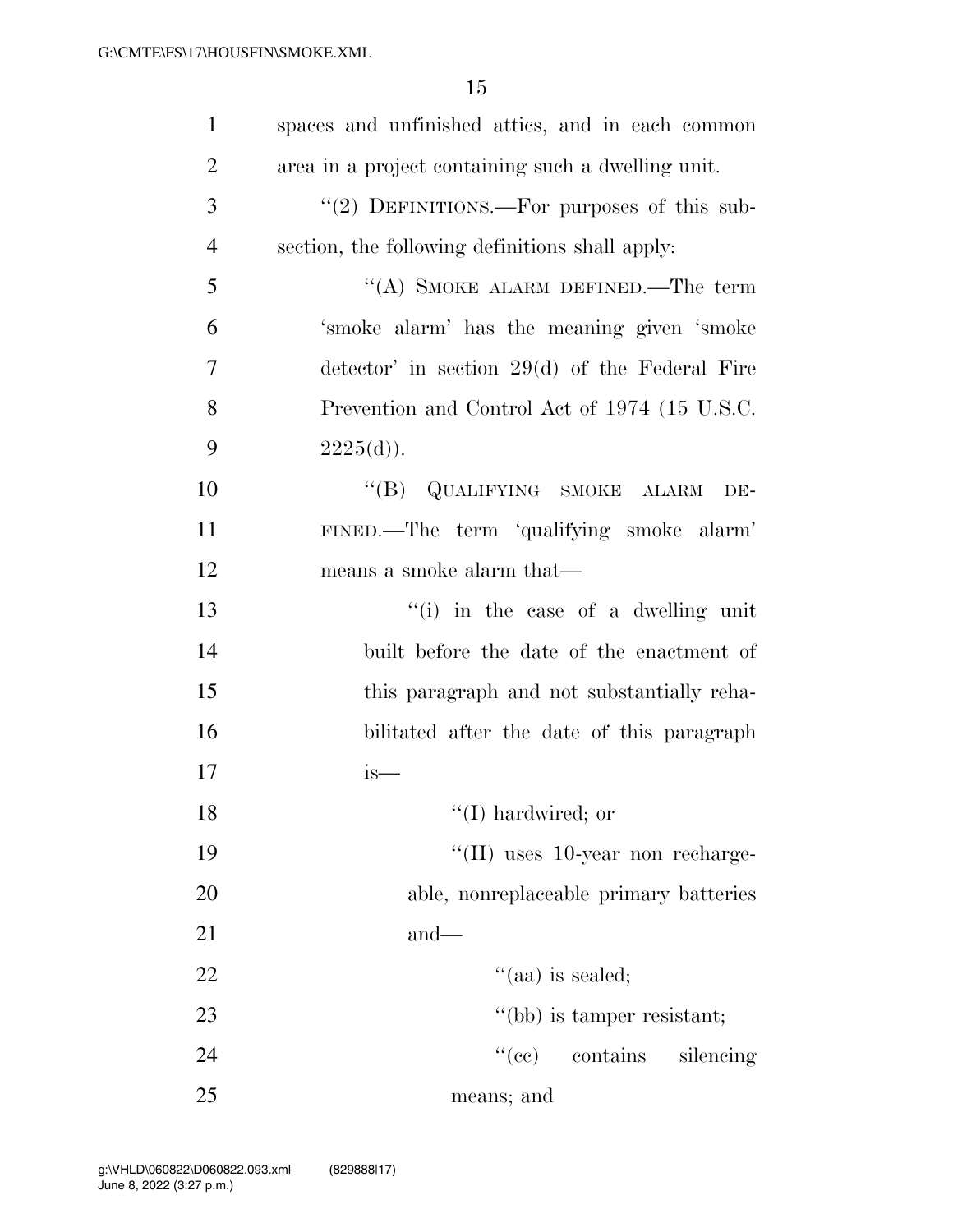spaces and unfinished attics, and in each common area in a project containing such a dwelling unit.

''(2) DEFINITIONS.—For purposes of this subsection, the following definitions shall apply:

''(A) SMOKE ALARM DEFINED.—The term 'smoke alarm' has the meaning given 'smoke detector' in section 29(d) of the Federal Fire Prevention and Control Act of 1974 (15 U.S.C. 2225(d)).

''(B) QUALIFYING SMOKE ALARM DEFINED.—The term 'qualifying smoke alarm' means a smoke alarm that—

''(i) in the case of a dwelling unit built before the date of the enactment of this paragraph and not substantially rehabilitated after the date of this paragraph is—

''(I) hardwired; or

''(II) uses 10-year non rechargeable, nonreplaceable primary batteries and—

''(aa) is sealed;

''(bb) is tamper resistant;

''(cc) contains silencing means; and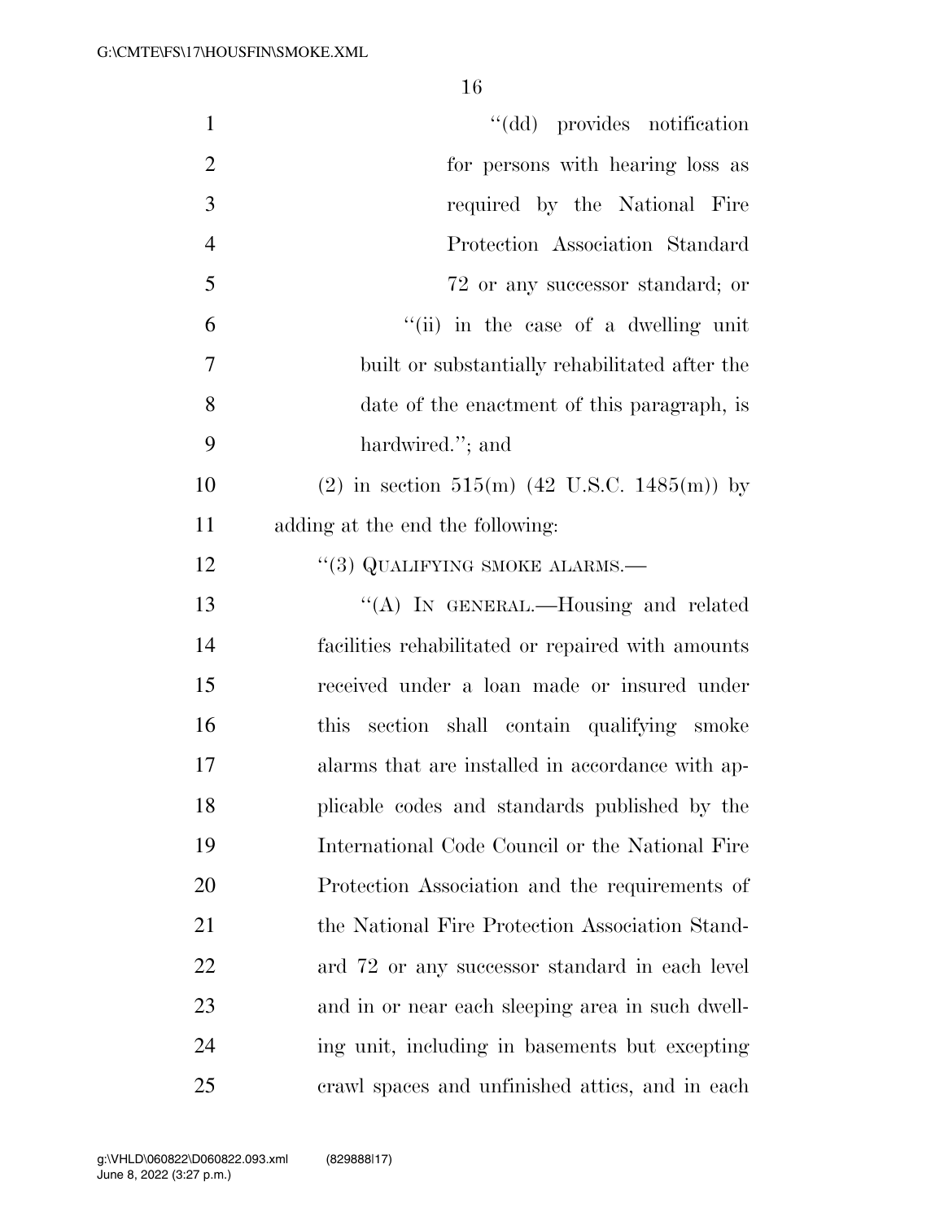"(dd) provides notification for persons with hearing loss as required by the National Fire Protection Association Standard 72 or any successor standard; or

"(ii) in the case of a dwelling unit built or substantially rehabilitated after the date of the enactment of this paragraph, is hardwired."; and

(2) in section 515(m) (42 U.S.C. 1485(m)) by adding at the end the following:

"(3) QUALIFYING SMOKE ALARMS.—

"(A) IN GENERAL.—Housing and related facilities rehabilitated or repaired with amounts received under a loan made or insured under this section shall contain qualifying smoke alarms that are installed in accordance with applicable codes and standards published by the International Code Council or the National Fire Protection Association and the requirements of the National Fire Protection Association Standard 72 or any successor standard in each level and in or near each sleeping area in such dwelling unit, including in basements but excepting crawl spaces and unfinished attics, and in each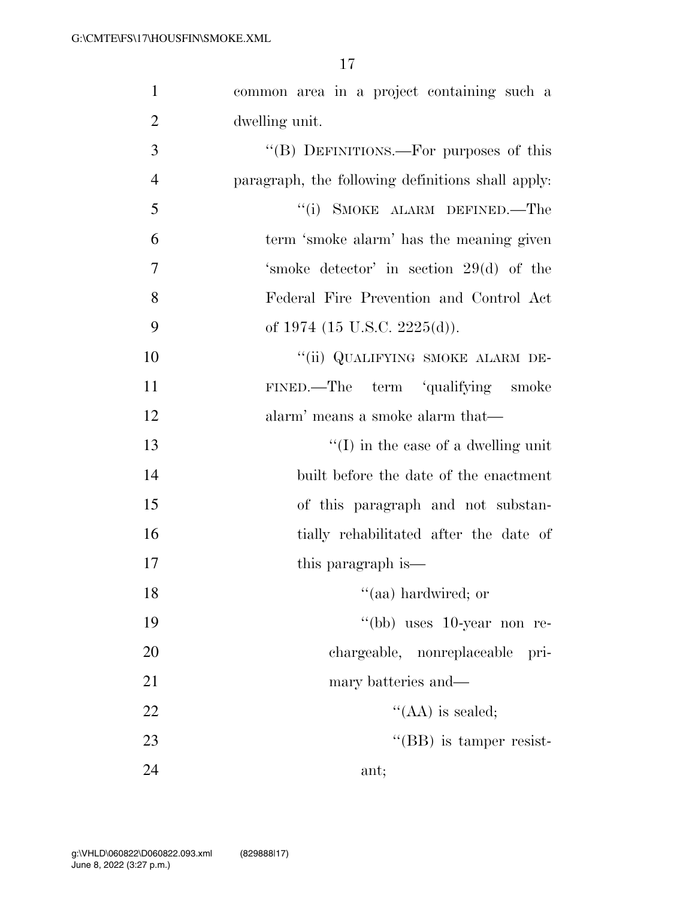common area in a project containing such a dwelling unit.

''(B) DEFINITIONS.—For purposes of this paragraph, the following definitions shall apply:

''(i) SMOKE ALARM DEFINED.—The term 'smoke alarm' has the meaning given 'smoke detector' in section 29(d) of the Federal Fire Prevention and Control Act of 1974 (15 U.S.C. 2225(d)).

''(ii) QUALIFYING SMOKE ALARM DEFINED.—The term 'qualifying smoke alarm' means a smoke alarm that—

''(I) in the case of a dwelling unit built before the date of the enactment of this paragraph and not substantially rehabilitated after the date of this paragraph is—

''(aa) hardwired; or

''(bb) uses 10-year non rechargeable, nonreplaceable primary batteries and—

''(AA) is sealed;

''(BB) is tamper resistant;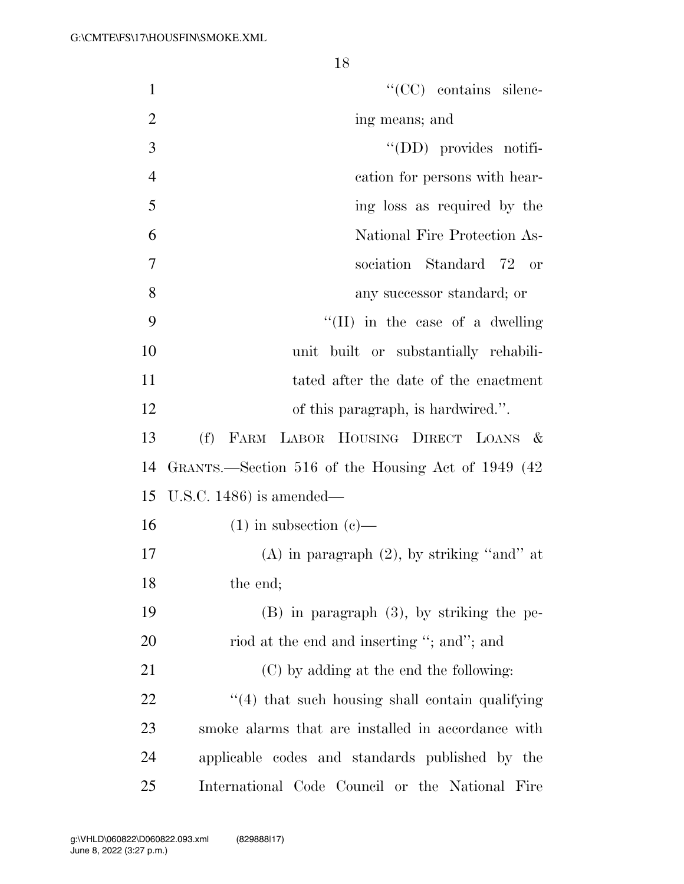''(CC) contains silencing means; and

''(DD) provides notification for persons with hearing loss as required by the National Fire Protection Association Standard 72 or any successor standard; or

''(II) in the case of a dwelling unit built or substantially rehabilitated after the date of the enactment of this paragraph, is hardwired.''.

(f) FARM LABOR HOUSING DIRECT LOANS & GRANTS.—Section 516 of the Housing Act of 1949 (42 U.S.C. 1486) is amended—

(1) in subsection (c)—

(A) in paragraph (2), by striking ''and'' at the end;

(B) in paragraph (3), by striking the period at the end and inserting ''; and''; and

(C) by adding at the end the following:

''(4) that such housing shall contain qualifying smoke alarms that are installed in accordance with applicable codes and standards published by the International Code Council or the National Fire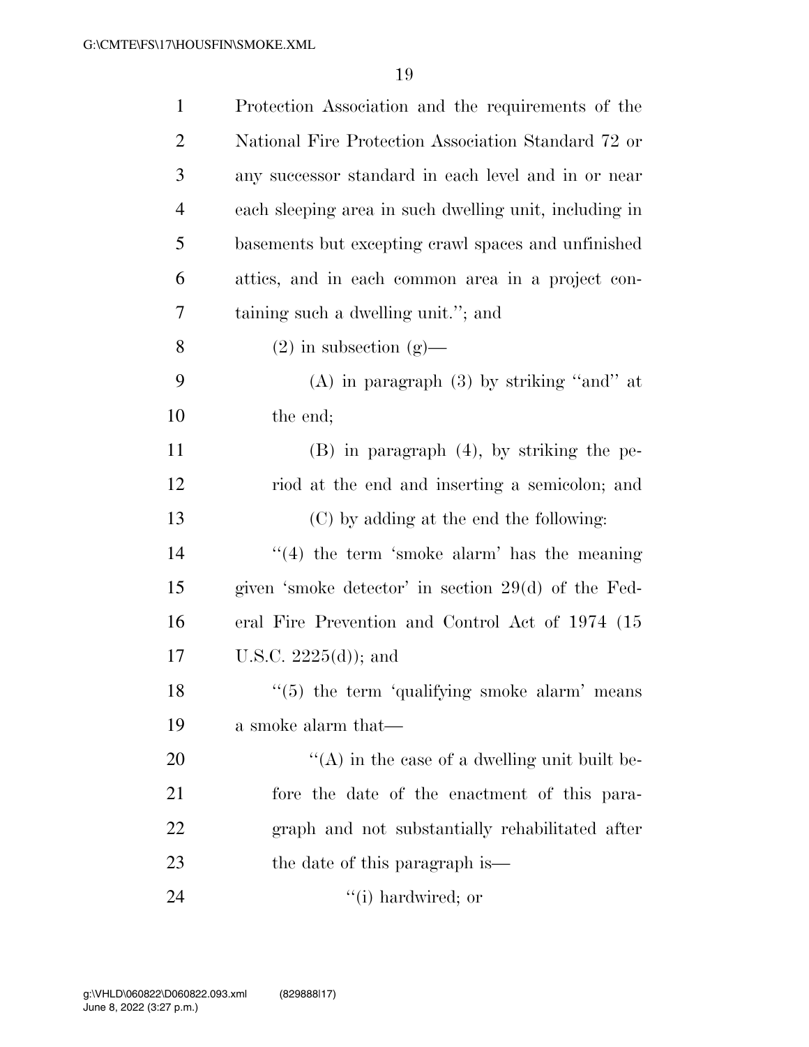Protection Association and the requirements of the National Fire Protection Association Standard 72 or any successor standard in each level and in or near each sleeping area in such dwelling unit, including in basements but excepting crawl spaces and unfinished attics, and in each common area in a project containing such a dwelling unit.''; and

(2) in subsection (g)—

(A) in paragraph (3) by striking ''and'' at the end;

(B) in paragraph (4), by striking the period at the end and inserting a semicolon; and

(C) by adding at the end the following:

''(4) the term 'smoke alarm' has the meaning given 'smoke detector' in section 29(d) of the Federal Fire Prevention and Control Act of 1974 (15 U.S.C. 2225(d)); and

''(5) the term 'qualifying smoke alarm' means a smoke alarm that—

''(A) in the case of a dwelling unit built before the date of the enactment of this paragraph and not substantially rehabilitated after the date of this paragraph is—

''(i) hardwired; or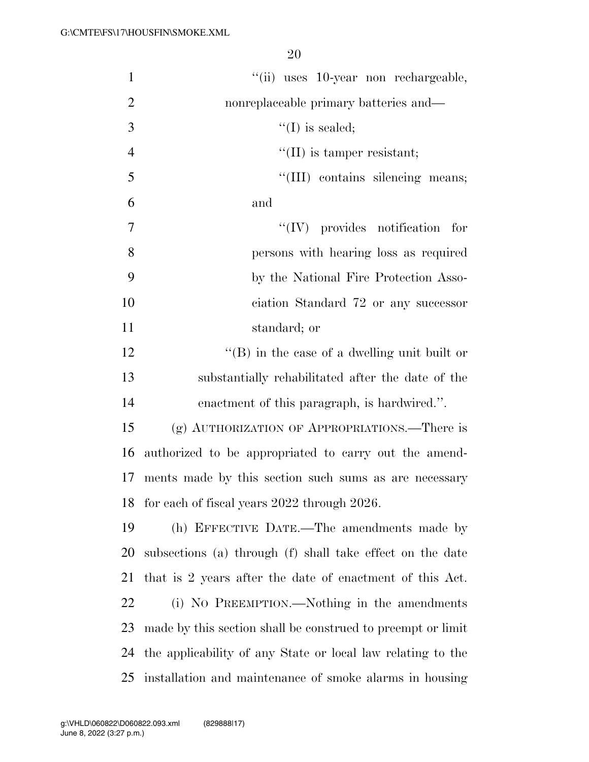''(ii) uses 10-year non rechargeable, nonreplaceable primary batteries and—

''(I) is sealed;

''(II) is tamper resistant;

''(III) contains silencing means; and

''(IV) provides notification for persons with hearing loss as required by the National Fire Protection Association Standard 72 or any successor standard; or

''(B) in the case of a dwelling unit built or substantially rehabilitated after the date of the enactment of this paragraph, is hardwired.''.

(g) AUTHORIZATION OF APPROPRIATIONS.—There is authorized to be appropriated to carry out the amendments made by this section such sums as are necessary for each of fiscal years 2022 through 2026.

(h) EFFECTIVE DATE.—The amendments made by subsections (a) through (f) shall take effect on the date that is 2 years after the date of enactment of this Act.

(i) NO PREEMPTION.—Nothing in the amendments made by this section shall be construed to preempt or limit the applicability of any State or local law relating to the installation and maintenance of smoke alarms in housing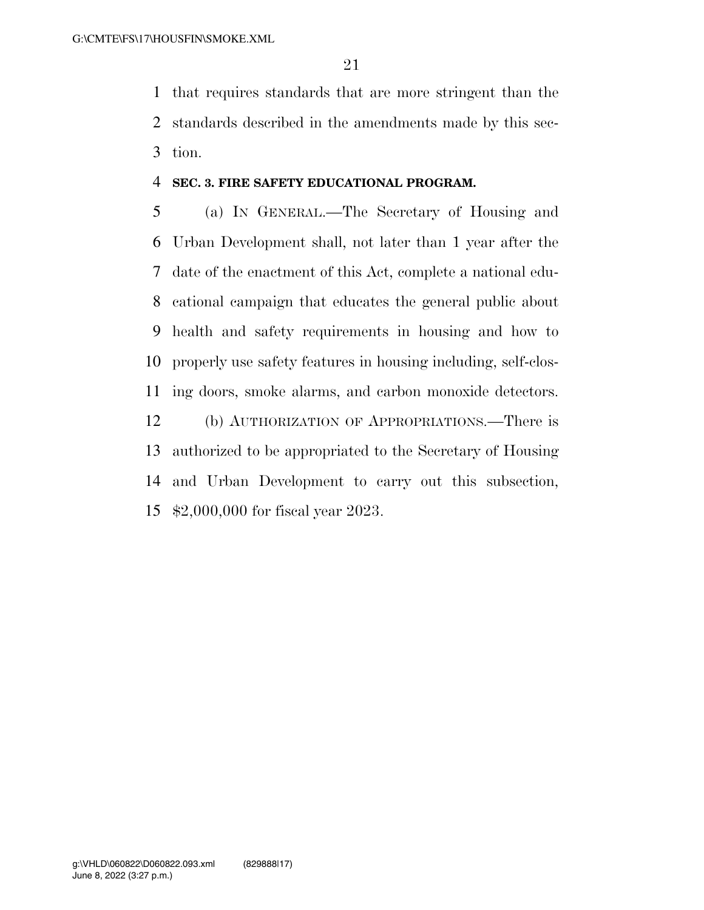that requires standards that are more stringent than the standards described in the amendments made by this section.

### SEC. 3. FIRE SAFETY EDUCATIONAL PROGRAM.

(a) IN GENERAL.—The Secretary of Housing and Urban Development shall, not later than 1 year after the date of the enactment of this Act, complete a national educational campaign that educates the general public about health and safety requirements in housing and how to properly use safety features in housing including, self-closing doors, smoke alarms, and carbon monoxide detectors.

(b) AUTHORIZATION OF APPROPRIATIONS.—There is authorized to be appropriated to the Secretary of Housing and Urban Development to carry out this subsection, $2,000,000 for fiscal year 2023.